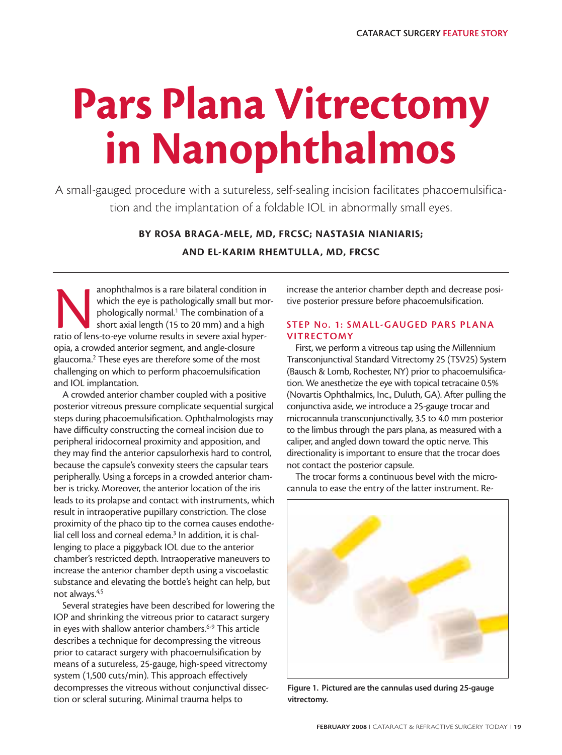# Pars Plana Vitrectomy in Nanophthalmos

A small-gauged procedure with a sutureless, self-sealing incision facilitates phacoemulsification and the implantation of a foldable IOL in abnormally small eyes.

**BY ROSA BRAGA-MELE, MD, FRCSC; NASTASIA NIANIARIS; AND EL-KARIM RHEMTULLA, MD, FRCSC**

Nanophthalmos is a rare bilateral condition in which the eye is pathologically small but morphologically normal.[1] The combination of a short axial length (15 to 20 mm) and a high ratio of lens-to-eye volume results in severe axial hyperopia, a crowded anterior segment, and angle-closure glaucoma.[2] These eyes are therefore some of the most challenging on which to perform phacoemulsification and IOL implantation.

A crowded anterior chamber coupled with a positive posterior vitreous pressure complicate sequential surgical steps during phacoemulsification. Ophthalmologists may have difficulty constructing the corneal incision due to peripheral iridocorneal proximity and apposition, and they may find the anterior capsulorhexis hard to control, because the capsule's convexity steers the capsular tears peripherally. Using a forceps in a crowded anterior chamber is tricky. Moreover, the anterior location of the iris leads to its prolapse and contact with instruments, which result in intraoperative pupillary constriction. The close proximity of the phaco tip to the cornea causes endothelial cell loss and corneal edema.[3] In addition, it is challenging to place a piggyback IOL due to the anterior chamber's restricted depth. Intraoperative maneuvers to increase the anterior chamber depth using a viscoelastic substance and elevating the bottle's height can help, but not always.[4,5]

Several strategies have been described for lowering the IOP and shrinking the vitreous prior to cataract surgery in eyes with shallow anterior chambers.[6-9] This article describes a technique for decompressing the vitreous prior to cataract surgery with phacoemulsification by means of a sutureless, 25-gauge, high-speed vitrectomy system (1,500 cuts/min). This approach effectively decompresses the vitreous without conjunctival dissection or scleral suturing. Minimal trauma helps to increase the anterior chamber depth and decrease positive posterior pressure before phacoemulsification.

## STEP No. 1: SMALL-GAUGED PARS PLANA VITRECTOMY

First, we perform a vitreous tap using the Millennium Transconjunctival Standard Vitrectomy 25 (TSV25) System (Bausch & Lomb, Rochester, NY) prior to phacoemulsification. We anesthetize the eye with topical tetracaine 0.5% (Novartis Ophthalmics, Inc., Duluth, GA). After pulling the conjunctiva aside, we introduce a 25-gauge trocar and microcannula transconjunctivally, 3.5 to 4.0 mm posterior to the limbus through the pars plana, as measured with a caliper, and angled down toward the optic nerve. This directionality is important to ensure that the trocar does not contact the posterior capsule.

The trocar forms a continuous bevel with the microcannula to ease the entry of the latter instrument. Re-

Figure 1. Pictured are the cannulas used during 25-gauge vitrectomy.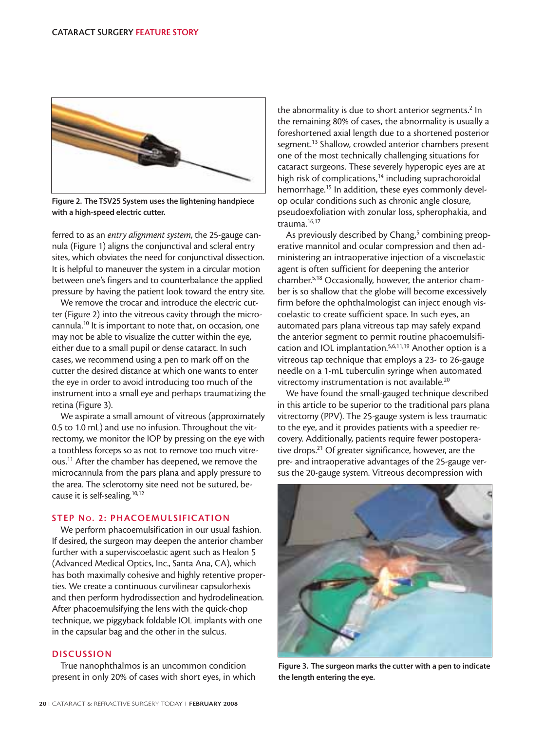Figure 2. The TSV25 System uses the lightening handpiece with a high-speed electric cutter.

ferred to as an *entry alignment system*, the 25-gauge cannula (Figure 1) aligns the conjunctival and scleral entry sites, which obviates the need for conjunctival dissection. It is helpful to maneuver the system in a circular motion between one's fingers and to counterbalance the applied pressure by having the patient look toward the entry site.

We remove the trocar and introduce the electric cutter (Figure 2) into the vitreous cavity through the microcannula.[10] It is important to note that, on occasion, one may not be able to visualize the cutter within the eye, either due to a small pupil or dense cataract. In such cases, we recommend using a pen to mark off on the cutter the desired distance at which one wants to enter the eye in order to avoid introducing too much of the instrument into a small eye and perhaps traumatizing the retina (Figure 3).

We aspirate a small amount of vitreous (approximately 0.5 to 1.0 mL) and use no infusion. Throughout the vitrectomy, we monitor the IOP by pressing on the eye with a toothless forceps so as not to remove too much vitreous.[11] After the chamber has deepened, we remove the microcannula from the pars plana and apply pressure to the area. The sclerotomy site need not be sutured, because it is self-sealing.[10,12]

## STEP No. 2: PHACOEMULSIFICATION

We perform phacoemulsification in our usual fashion. If desired, the surgeon may deepen the anterior chamber further with a superviscoelastic agent such as Healon 5 (Advanced Medical Optics, Inc., Santa Ana, CA), which has both maximally cohesive and highly retentive properties. We create a continuous curvilinear capsulorhexis and then perform hydrodissection and hydrodelineation. After phacoemulsifying the lens with the quick-chop technique, we piggyback foldable IOL implants with one in the capsular bag and the other in the sulcus.

## DISCUSSION

True nanophthalmos is an uncommon condition present in only 20% of cases with short eyes, in which the abnormality is due to short anterior segments.[2] In the remaining 80% of cases, the abnormality is usually a foreshortened axial length due to a shortened posterior segment.[13] Shallow, crowded anterior chambers present one of the most technically challenging situations for cataract surgeons. These severely hyperopic eyes are at high risk of complications,[14] including suprachoroidal hemorrhage.[15] In addition, these eyes commonly develop ocular conditions such as chronic angle closure, pseudoexfoliation with zonular loss, spherophakia, and trauma.[16,17]

As previously described by Chang,[5] combining preoperative mannitol and ocular compression and then administering an intraoperative injection of a viscoelastic agent is often sufficient for deepening the anterior chamber.[5,18] Occasionally, however, the anterior chamber is so shallow that the globe will become excessively firm before the ophthalmologist can inject enough viscoelastic to create sufficient space. In such eyes, an automated pars plana vitreous tap may safely expand the anterior segment to permit routine phacoemulsification and IOL implantation.[5,6,11,19] Another option is a vitreous tap technique that employs a 23- to 26-gauge needle on a 1-mL tuberculin syringe when automated vitrectomy instrumentation is not available.[20]

We have found the small-gauged technique described in this article to be superior to the traditional pars plana vitrectomy (PPV). The 25-gauge system is less traumatic to the eye, and it provides patients with a speedier recovery. Additionally, patients require fewer postoperative drops.[21] Of greater significance, however, are the pre- and intraoperative advantages of the 25-gauge versus the 20-gauge system. Vitreous decompression with

Figure 3. The surgeon marks the cutter with a pen to indicate the length entering the eye.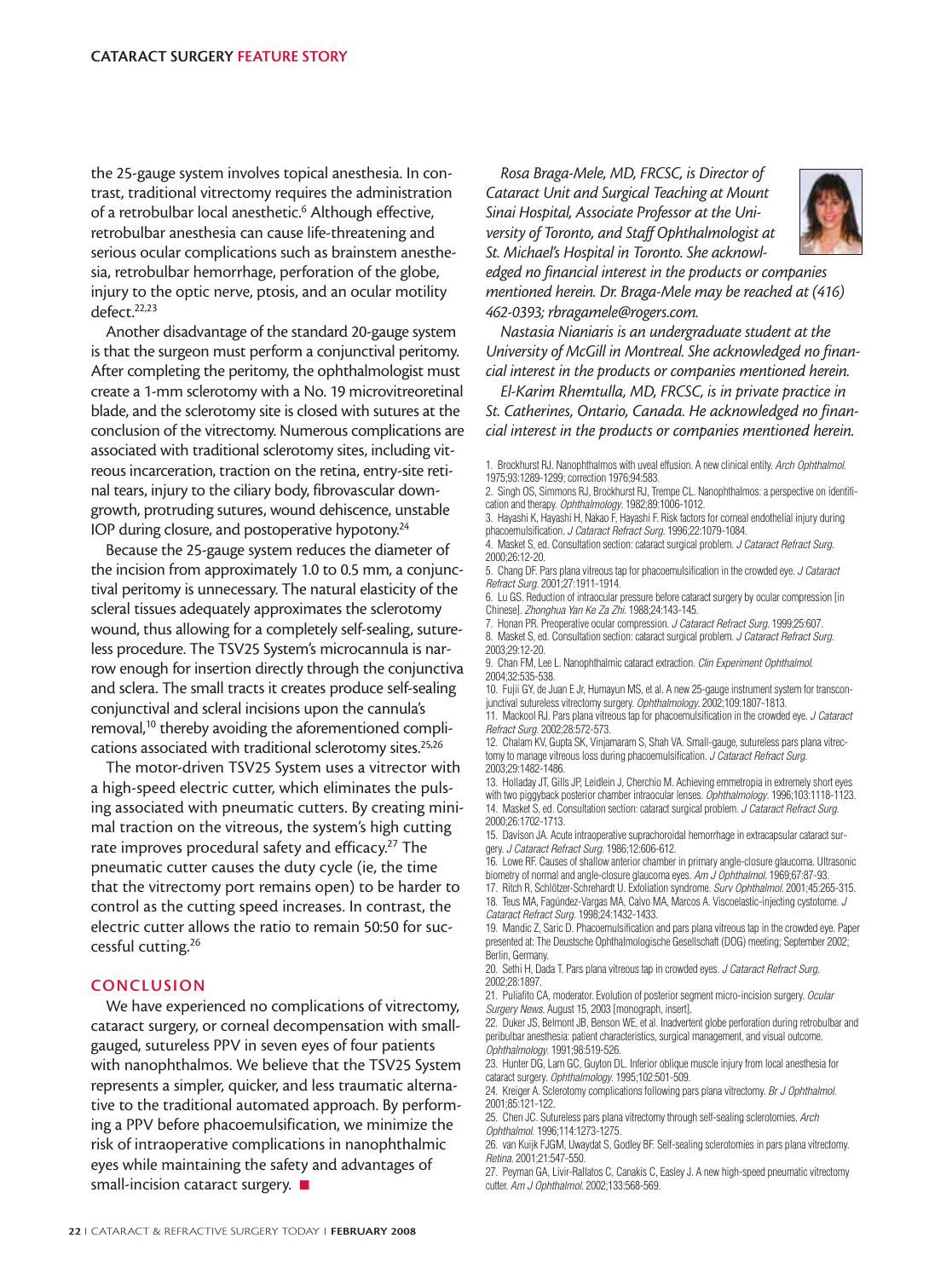the 25-gauge system involves topical anesthesia. In contrast, traditional vitrectomy requires the administration of a retrobulbar local anesthetic.[6] Although effective, retrobulbar anesthesia can cause life-threatening and serious ocular complications such as brainstem anesthesia, retrobulbar hemorrhage, perforation of the globe, injury to the optic nerve, ptosis, and an ocular motility defect.[22,23]

Another disadvantage of the standard 20-gauge system is that the surgeon must perform a conjunctival peritomy. After completing the peritomy, the ophthalmologist must create a 1-mm sclerotomy with a No. 19 microvitreoretinal blade, and the sclerotomy site is closed with sutures at the conclusion of the vitrectomy. Numerous complications are associated with traditional sclerotomy sites, including vitreous incarceration, traction on the retina, entry-site retinal tears, injury to the ciliary body, fibrovascular downgrowth, protruding sutures, wound dehiscence, unstable IOP during closure, and postoperative hypotony.[24]

Because the 25-gauge system reduces the diameter of the incision from approximately 1.0 to 0.5 mm, a conjunctival peritomy is unnecessary. The natural elasticity of the scleral tissues adequately approximates the sclerotomy wound, thus allowing for a completely self-sealing, sutureless procedure. The TSV25 System's microcannula is narrow enough for insertion directly through the conjunctiva and sclera. The small tracts it creates produce self-sealing conjunctival and scleral incisions upon the cannula's removal,[10] thereby avoiding the aforementioned complications associated with traditional sclerotomy sites.[25,26]

The motor-driven TSV25 System uses a vitrector with a high-speed electric cutter, which eliminates the pulsing associated with pneumatic cutters. By creating minimal traction on the vitreous, the system's high cutting rate improves procedural safety and efficacy.[27] The pneumatic cutter causes the duty cycle (ie, the time that the vitrectomy port remains open) to be harder to control as the cutting speed increases. In contrast, the electric cutter allows the ratio to remain 50:50 for successful cutting.[26]

## CONCLUSION

We have experienced no complications of vitrectomy, cataract surgery, or corneal decompensation with small-gauged, sutureless PPV in seven eyes of four patients with nanophthalmos. We believe that the TSV25 System represents a simpler, quicker, and less traumatic alternative to the traditional automated approach. By performing a PPV before phacoemulsification, we minimize the risk of intraoperative complications in nanophthalmic eyes while maintaining the safety and advantages of small-incision cataract surgery. ■

*Rosa Braga-Mele, MD, FRCSC, is Director of Cataract Unit and Surgical Teaching at Mount Sinai Hospital, Associate Professor at the University of Toronto, and Staff Ophthalmologist at St. Michael's Hospital in Toronto. She acknowledged no financial interest in the products or companies mentioned herein. Dr. Braga-Mele may be reached at (416) 462-0393; rbragamele@rogers.com.*

*Nastasia Nianiaris is an undergraduate student at the University of McGill in Montreal. She acknowledged no financial interest in the products or companies mentioned herein.*

*El-Karim Rhemtulla, MD, FRCSC, is in private practice in St. Catherines, Ontario, Canada. He acknowledged no financial interest in the products or companies mentioned herein.*

1. Brockhurst RJ. Nanophthalmos with uveal effusion. A new clinical entity. *Arch Ophthalmol.* 1975;93:1289-1299; correction 1976;94:583.
2. Singh OS, Simmons RJ, Brockhurst RJ, Trempe CL. Nanophthalmos: a perspective on identification and therapy. *Ophthalmology.* 1982;89:1006-1012.
3. Hayashi K, Hayashi H, Nakao F, Hayashi F. Risk factors for corneal endothelial injury during phacoemulsification. *J Cataract Refract Surg.* 1996;22:1079-1084.
4. Masket S, ed. Consultation section: cataract surgical problem. *J Cataract Refract Surg.* 2000;26:12-20.
5. Chang DF. Pars plana vitreous tap for phacoemulsification in the crowded eye. *J Cataract Refract Surg.* 2001;27:1911-1914.
6. Lu GS. Reduction of intraocular pressure before cataract surgery by ocular compression [in Chinese]. *Zhonghua Yan Ke Za Zhi.* 1988;24:143-145.
7. Honan PR. Preoperative ocular compression. *J Cataract Refract Surg.* 1999;25:607.
8. Masket S, ed. Consultation section: cataract surgical problem. *J Cataract Refract Surg.* 2003;29:12-20.
9. Chan FM, Lee L. Nanophthalmic cataract extraction. *Clin Experiment Ophthalmol.* 2004;32:535-538.
10. Fujii GY, de Juan E Jr, Humayun MS, et al. A new 25-gauge instrument system for transconjunctival sutureless vitrectomy surgery. *Ophthalmology.* 2002;109:1807-1813.
11. Mackool RJ. Pars plana vitreous tap for phacoemulsification in the crowded eye. *J Cataract Refract Surg.* 2002;28:572-573.
12. Chalam KV, Gupta SK, Vinjamaram S, Shah VA. Small-gauge, sutureless pars plana vitrectomy to manage vitreous loss during phacoemulsification. *J Cataract Refract Surg.* 2003;29:1482-1486.
13. Holladay JT, Gills JP, Leidlein J, Cherchio M. Achieving emmetropia in extremely short eyes with two piggyback posterior chamber intraocular lenses. *Ophthalmology.* 1996;103:1118-1123.
14. Masket S, ed. Consultation section: cataract surgical problem. *J Cataract Refract Surg.* 2000;26:1702-1713.
15. Davison JA. Acute intraoperative suprachoroidal hemorrhage in extracapsular cataract surgery. *J Cataract Refract Surg.* 1986;12:606-612.
16. Lowe RF. Causes of shallow anterior chamber in primary angle-closure glaucoma. Ultrasonic biometry of normal and angle-closure glaucoma eyes. *Am J Ophthalmol.* 1969;67:87-93.
17. Ritch R, Schlötzer-Schrehardt U. Exfoliation syndrome. *Surv Ophthalmol.* 2001;45:265-315.
18. Teus MA, Fagúndez-Vargas MA, Calvo MA, Marcos A. Viscoelastic-injecting cystotome. *J Cataract Refract Surg.* 1998;24:1432-1433.
19. Mandic Z, Saric D. Phacoemulsification and pars plana vitreous tap in the crowded eye. Paper presented at: The Deutsche Ophthalmologische Gesellschaft (DOG) meeting; September 2002; Berlin, Germany.
20. Sethi H, Dada T. Pars plana vitreous tap in crowded eyes. *J Cataract Refract Surg.* 2002;28:1897.
21. Puliafito CA, moderator. Evolution of posterior segment micro-incision surgery. *Ocular Surgery News.* August 15, 2003 [monograph, insert].
22. Duker JS, Belmont JB, Benson WE, et al. Inadvertent globe perforation during retrobulbar and peribulbar anesthesia: patient characteristics, surgical management, and visual outcome. *Ophthalmology.* 1991;98:519-526.
23. Hunter DG, Lam GC, Guyton DL. Inferior oblique muscle injury from local anesthesia for cataract surgery. *Ophthalmology.* 1995;102:501-509.
24. Kreiger A. Sclerotomy complications following pars plana vitrectomy. *Br J Ophthalmol.* 2001;85:121-122.
25. Chen JC. Sutureless pars plana vitrectomy through self-sealing sclerotomies. *Arch Ophthalmol.* 1996;114:1273-1275.
26. van Kuijk FJGM, Uwaydat S, Godley BF. Self-sealing sclerotomies in pars plana vitrectomy. *Retina.* 2001;21:547-550.
27. Peyman GA, Livir-Rallatos C, Canakis C, Easley J. A new high-speed pneumatic vitrectomy cutter. *Am J Ophthalmol.* 2002;133:568-569.